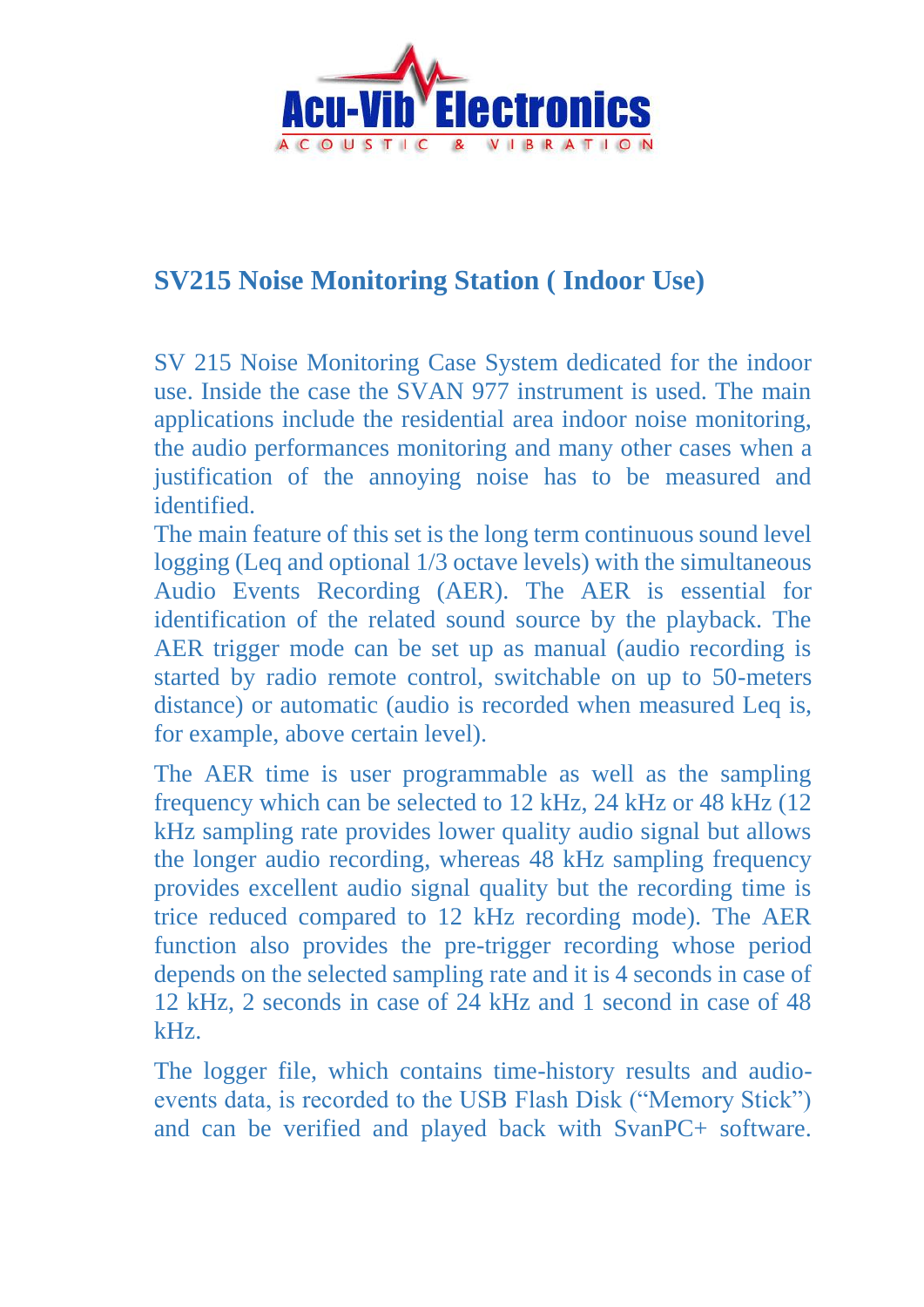Acu-Vib Electronics

ACOUSTIC & VIBRATION

## SV215 Noise Monitoring Station ( Indoor Use)

SV 215 Noise Monitoring Case System dedicated for the indoor use. Inside the case the SVAN 977 instrument is used. The main applications include the residential area indoor noise monitoring, the audio performances monitoring and many other cases when a justification of the annoying noise has to be measured and identified.

The main feature of this set is the long term continuous sound level logging (Leq and optional 1/3 octave levels) with the simultaneous Audio Events Recording (AER). The AER is essential for identification of the related sound source by the playback. The AER trigger mode can be set up as manual (audio recording is started by radio remote control, switchable on up to 50-meters distance) or automatic (audio is recorded when measured Leq is, for example, above certain level).

The AER time is user programmable as well as the sampling frequency which can be selected to 12 kHz, 24 kHz or 48 kHz (12 kHz sampling rate provides lower quality audio signal but allows the longer audio recording, whereas 48 kHz sampling frequency provides excellent audio signal quality but the recording time is trice reduced compared to 12 kHz recording mode). The AER function also provides the pre-trigger recording whose period depends on the selected sampling rate and it is 4 seconds in case of 12 kHz, 2 seconds in case of 24 kHz and 1 second in case of 48 kHz.

The logger file, which contains time-history results and audio-events data, is recorded to the USB Flash Disk (“Memory Stick”) and can be verified and played back with SvanPC+ software.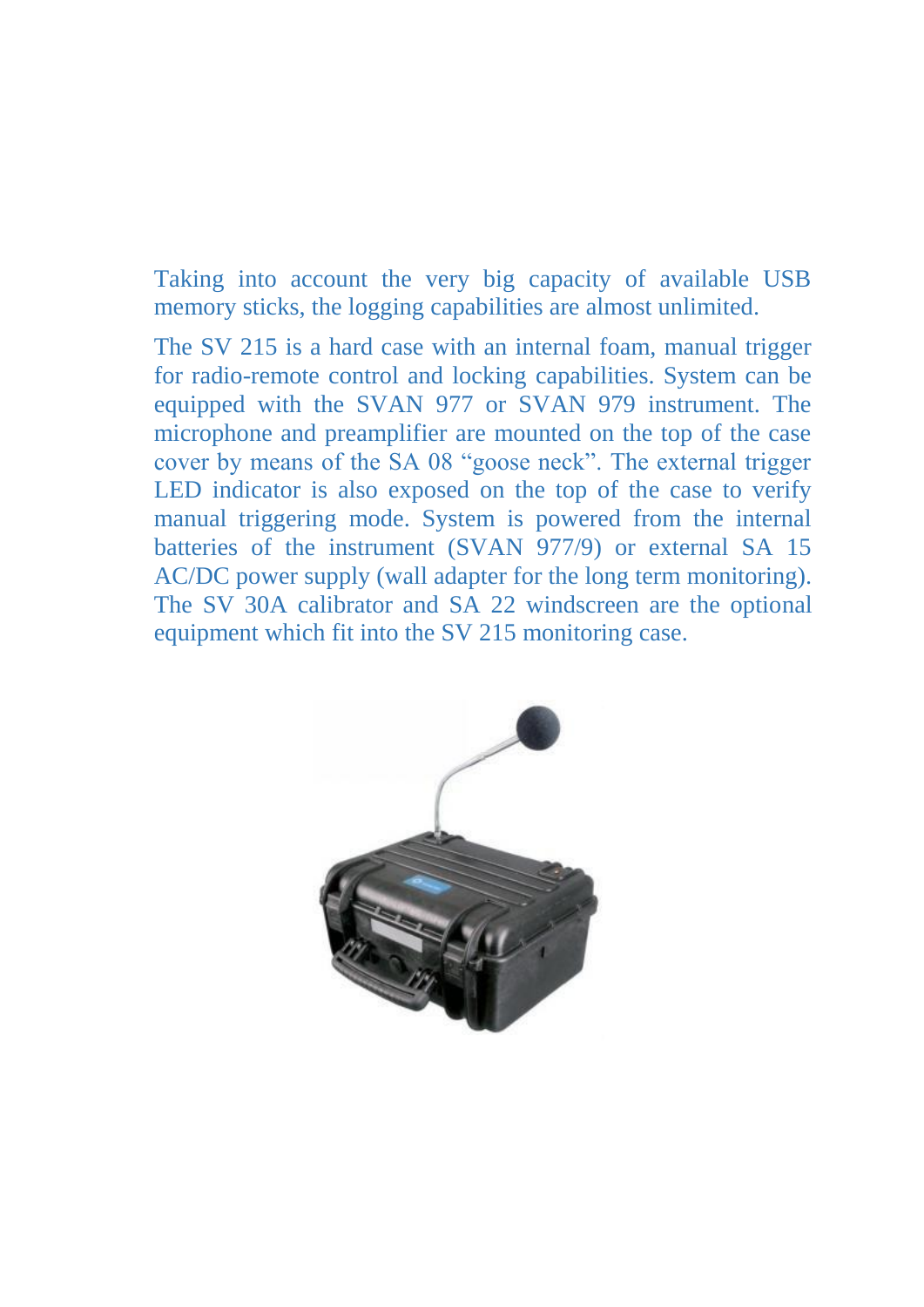Taking into account the very big capacity of available USB memory sticks, the logging capabilities are almost unlimited.

The SV 215 is a hard case with an internal foam, manual trigger for radio-remote control and locking capabilities. System can be equipped with the SVAN 977 or SVAN 979 instrument. The microphone and preamplifier are mounted on the top of the case cover by means of the SA 08 “goose neck”. The external trigger LED indicator is also exposed on the top of the case to verify manual triggering mode. System is powered from the internal batteries of the instrument (SVAN 977/9) or external SA 15 AC/DC power supply (wall adapter for the long term monitoring). The SV 30A calibrator and SA 22 windscreen are the optional equipment which fit into the SV 215 monitoring case.